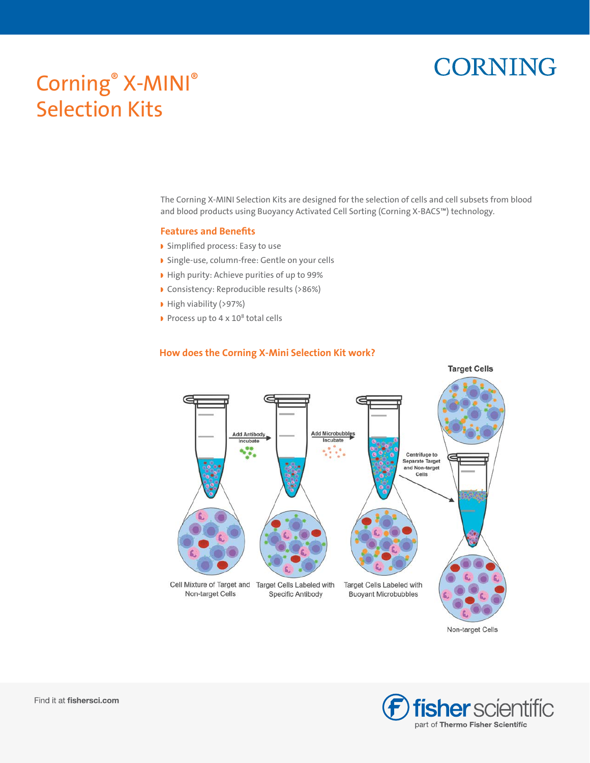# Corning® X-MINI® Selection Kits

The Corning X-MINI Selection Kits are designed for the selection of cells and cell subsets from blood and blood products using Buoyancy Activated Cell Sorting (Corning X-BACS™) technology.

## Features and Benefits

- Simplified process: Easy to use
- Single-use, column-free: Gentle on your cells
- High purity: Achieve purities of up to 99%
- Consistency: Reproducible results (>86%)
- High viability (>97%)
- Process up to $4 \times 10^8$ total cells

## How does the Corning X-Mini Selection Kit work?

Add Antibody Incubate

Add Microbubbles Incubate

Centrifuge to Separate Target and Non-target Cells

Target Cells

Cell Mixture of Target and Non-target Cells

Target Cells Labeled with Specific Antibody

Target Cells Labeled with Buoyant Microbubbles

Non-target Cells

Find it at **fishersci.com**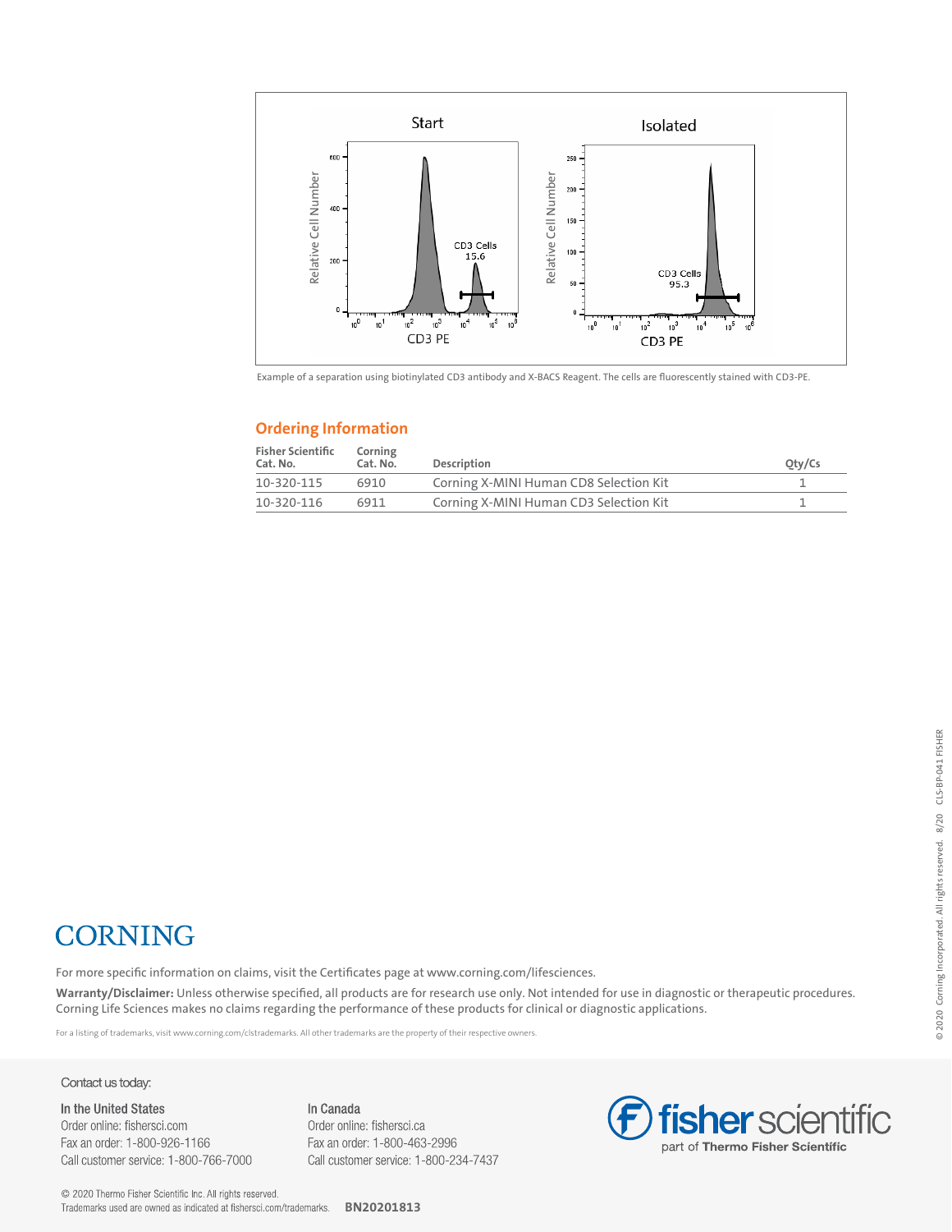Start

Relative Cell Number

600
400
200
0

$10^0$ $10^1$ $10^2$ $10^3$ $10^4$ $10^5$ $10^6$

CD3 PE

CD3 Cells
15.6

Isolated

Relative Cell Number

250
200
150
100
50
0

$10^0$ $10^1$ $10^2$ $10^3$ $10^4$ $10^5$ $10^6$

CD3 PE

CD3 Cells
95.3

Example of a separation using biotinylated CD3 antibody and X-BACS Reagent. The cells are fluorescently stained with CD3-PE.

## Ordering Information

| Fisher Scientific Cat. No. | Corning Cat. No. | Description | Qty/Cs |
|---|---|---|---|
| 10-320-115 | 6910 | Corning X-MINI Human CD8 Selection Kit | 1 |
| 10-320-116 | 6911 | Corning X-MINI Human CD3 Selection Kit | 1 |

CORNING

For more specific information on claims, visit the Certificates page at www.corning.com/lifesciences.

**Warranty/Disclaimer:** Unless otherwise specified, all products are for research use only. Not intended for use in diagnostic or therapeutic procedures. Corning Life Sciences makes no claims regarding the performance of these products for clinical or diagnostic applications.

For a listing of trademarks, visit www.corning.com/clstrademarks. All other trademarks are the property of their respective owners.

© 2020 Corning Incorporated. All rights reserved. 8/20 CLS-BP-041 FISHER

Contact us today:

**In the United States**
Order online: fishersci.com
Fax an order: 1-800-926-1166
Call customer service: 1-800-766-7000

**In Canada**
Order online: fishersci.ca
Fax an order: 1-800-463-2996
Call customer service: 1-800-234-7437

fisher scientific
part of Thermo Fisher Scientific

© 2020 Thermo Fisher Scientific Inc. All rights reserved.
Trademarks used are owned as indicated at fishersci.com/trademarks. **BN20201813**